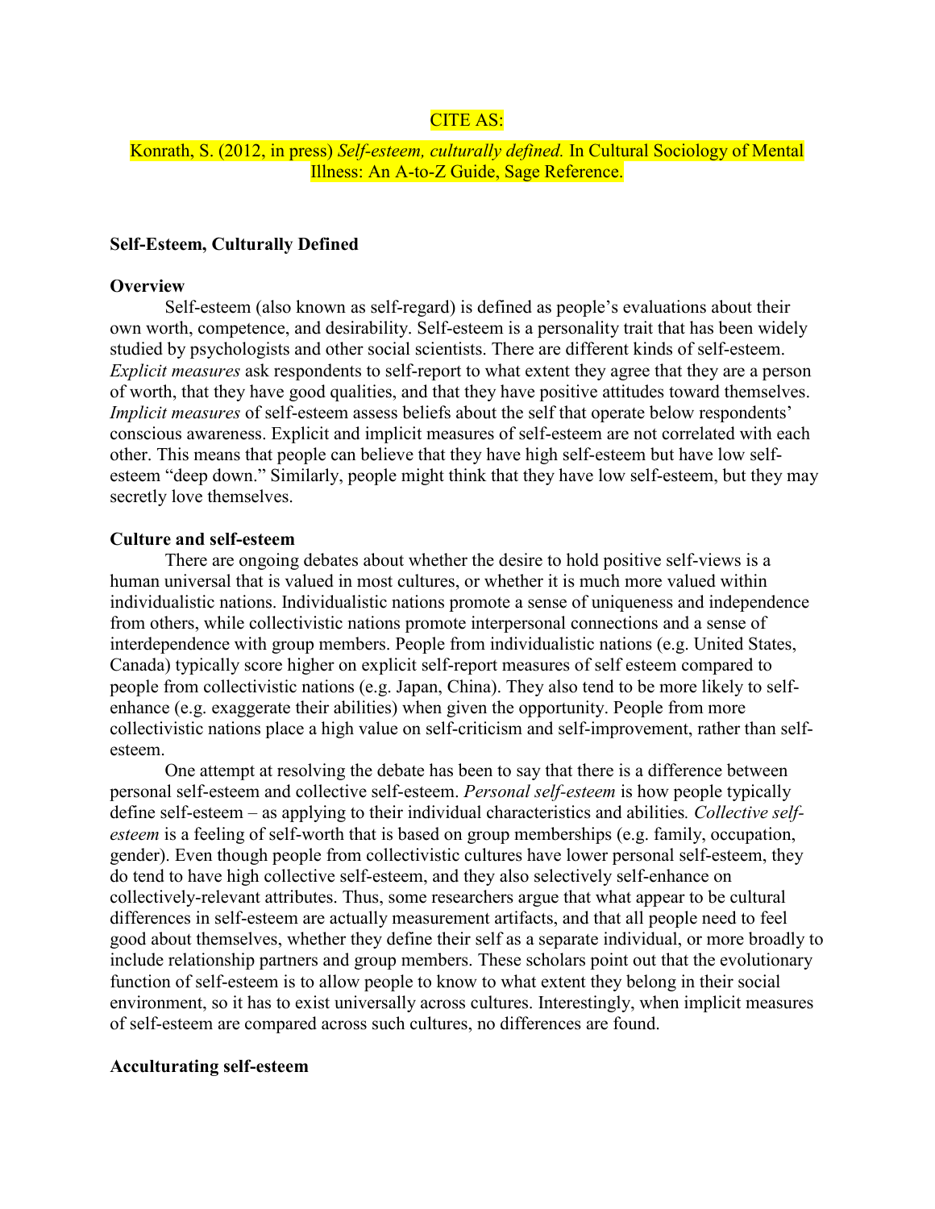CITE AS:

Konrath, S. (2012, in press) *Self-esteem, culturally defined.* In Cultural Sociology of Mental Illness: An A-to-Z Guide, Sage Reference.

**Self-Esteem, Culturally Defined**

**Overview**

Self-esteem (also known as self-regard) is defined as people's evaluations about their own worth, competence, and desirability. Self-esteem is a personality trait that has been widely studied by psychologists and other social scientists. There are different kinds of self-esteem. *Explicit measures* ask respondents to self-report to what extent they agree that they are a person of worth, that they have good qualities, and that they have positive attitudes toward themselves. *Implicit measures* of self-esteem assess beliefs about the self that operate below respondents' conscious awareness. Explicit and implicit measures of self-esteem are not correlated with each other. This means that people can believe that they have high self-esteem but have low self-esteem "deep down." Similarly, people might think that they have low self-esteem, but they may secretly love themselves.

**Culture and self-esteem**

There are ongoing debates about whether the desire to hold positive self-views is a human universal that is valued in most cultures, or whether it is much more valued within individualistic nations. Individualistic nations promote a sense of uniqueness and independence from others, while collectivistic nations promote interpersonal connections and a sense of interdependence with group members. People from individualistic nations (e.g. United States, Canada) typically score higher on explicit self-report measures of self esteem compared to people from collectivistic nations (e.g. Japan, China). They also tend to be more likely to self-enhance (e.g. exaggerate their abilities) when given the opportunity. People from more collectivistic nations place a high value on self-criticism and self-improvement, rather than self-esteem.

One attempt at resolving the debate has been to say that there is a difference between personal self-esteem and collective self-esteem. *Personal self-esteem* is how people typically define self-esteem – as applying to their individual characteristics and abilities. *Collective self-esteem* is a feeling of self-worth that is based on group memberships (e.g. family, occupation, gender). Even though people from collectivistic cultures have lower personal self-esteem, they do tend to have high collective self-esteem, and they also selectively self-enhance on collectively-relevant attributes. Thus, some researchers argue that what appear to be cultural differences in self-esteem are actually measurement artifacts, and that all people need to feel good about themselves, whether they define their self as a separate individual, or more broadly to include relationship partners and group members. These scholars point out that the evolutionary function of self-esteem is to allow people to know to what extent they belong in their social environment, so it has to exist universally across cultures. Interestingly, when implicit measures of self-esteem are compared across such cultures, no differences are found.

**Acculturating self-esteem**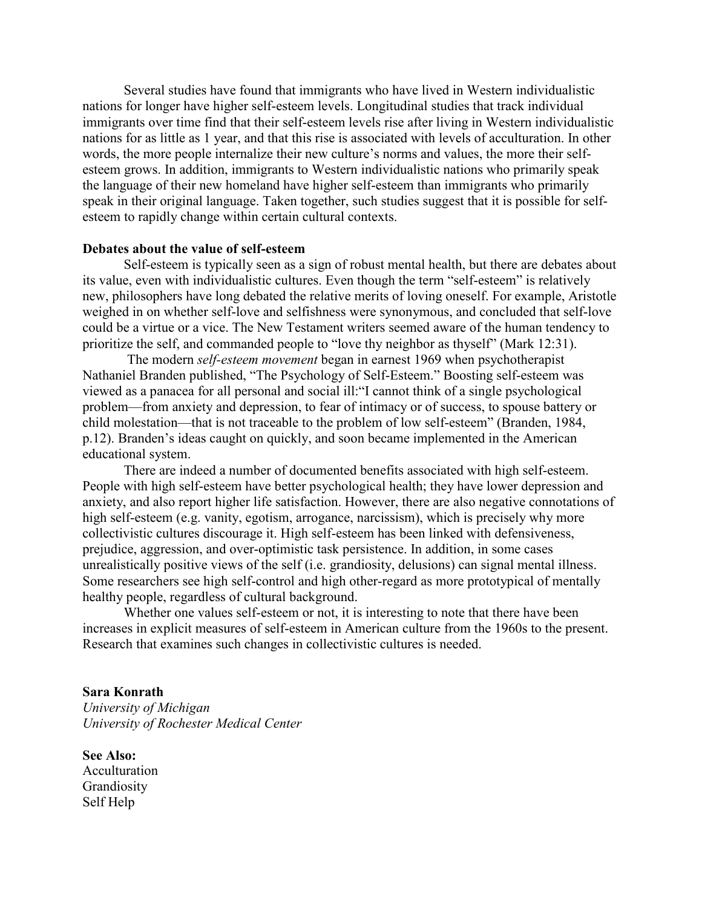Several studies have found that immigrants who have lived in Western individualistic nations for longer have higher self-esteem levels. Longitudinal studies that track individual immigrants over time find that their self-esteem levels rise after living in Western individualistic nations for as little as 1 year, and that this rise is associated with levels of acculturation. In other words, the more people internalize their new culture's norms and values, the more their self-esteem grows. In addition, immigrants to Western individualistic nations who primarily speak the language of their new homeland have higher self-esteem than immigrants who primarily speak in their original language. Taken together, such studies suggest that it is possible for self-esteem to rapidly change within certain cultural contexts.

**Debates about the value of self-esteem**

Self-esteem is typically seen as a sign of robust mental health, but there are debates about its value, even with individualistic cultures. Even though the term "self-esteem" is relatively new, philosophers have long debated the relative merits of loving oneself. For example, Aristotle weighed in on whether self-love and selfishness were synonymous, and concluded that self-love could be a virtue or a vice. The New Testament writers seemed aware of the human tendency to prioritize the self, and commanded people to "love thy neighbor as thyself" (Mark 12:31).

The modern *self-esteem movement* began in earnest 1969 when psychotherapist Nathaniel Branden published, "The Psychology of Self-Esteem." Boosting self-esteem was viewed as a panacea for all personal and social ill:"I cannot think of a single psychological problem—from anxiety and depression, to fear of intimacy or of success, to spouse battery or child molestation—that is not traceable to the problem of low self-esteem" (Branden, 1984, p.12). Branden's ideas caught on quickly, and soon became implemented in the American educational system.

There are indeed a number of documented benefits associated with high self-esteem. People with high self-esteem have better psychological health; they have lower depression and anxiety, and also report higher life satisfaction. However, there are also negative connotations of high self-esteem (e.g. vanity, egotism, arrogance, narcissism), which is precisely why more collectivistic cultures discourage it. High self-esteem has been linked with defensiveness, prejudice, aggression, and over-optimistic task persistence. In addition, in some cases unrealistically positive views of the self (i.e. grandiosity, delusions) can signal mental illness. Some researchers see high self-control and high other-regard as more prototypical of mentally healthy people, regardless of cultural background.

Whether one values self-esteem or not, it is interesting to note that there have been increases in explicit measures of self-esteem in American culture from the 1960s to the present. Research that examines such changes in collectivistic cultures is needed.

**Sara Konrath**
*University of Michigan*
*University of Rochester Medical Center*

**See Also:**
Acculturation
Grandiosity
Self Help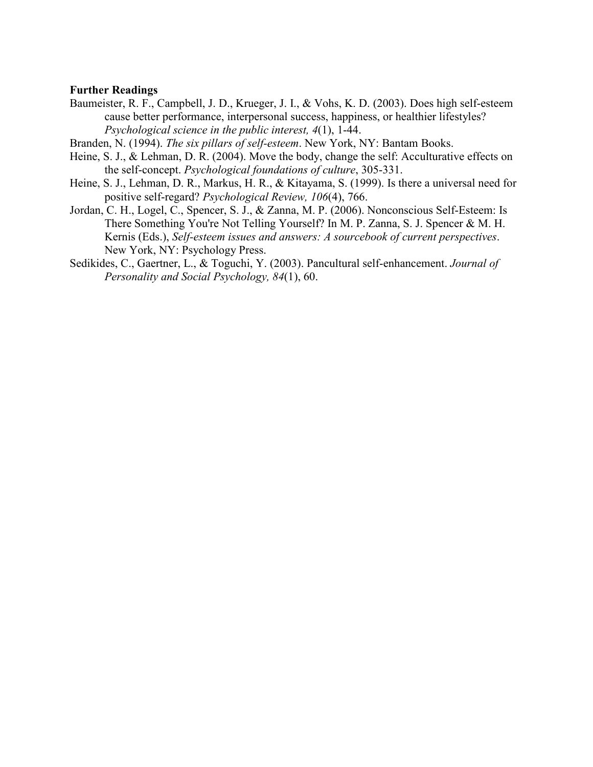**Further Readings**

Baumeister, R. F., Campbell, J. D., Krueger, J. I., & Vohs, K. D. (2003). Does high self-esteem cause better performance, interpersonal success, happiness, or healthier lifestyles? *Psychological science in the public interest, 4*(1), 1-44.

Branden, N. (1994). *The six pillars of self-esteem*. New York, NY: Bantam Books.

Heine, S. J., & Lehman, D. R. (2004). Move the body, change the self: Acculturative effects on the self-concept. *Psychological foundations of culture*, 305-331.

Heine, S. J., Lehman, D. R., Markus, H. R., & Kitayama, S. (1999). Is there a universal need for positive self-regard? *Psychological Review, 106*(4), 766.

Jordan, C. H., Logel, C., Spencer, S. J., & Zanna, M. P. (2006). Nonconscious Self-Esteem: Is There Something You're Not Telling Yourself? In M. P. Zanna, S. J. Spencer & M. H. Kernis (Eds.), *Self-esteem issues and answers: A sourcebook of current perspectives*. New York, NY: Psychology Press.

Sedikides, C., Gaertner, L., & Toguchi, Y. (2003). Pancultural self-enhancement. *Journal of Personality and Social Psychology, 84*(1), 60.